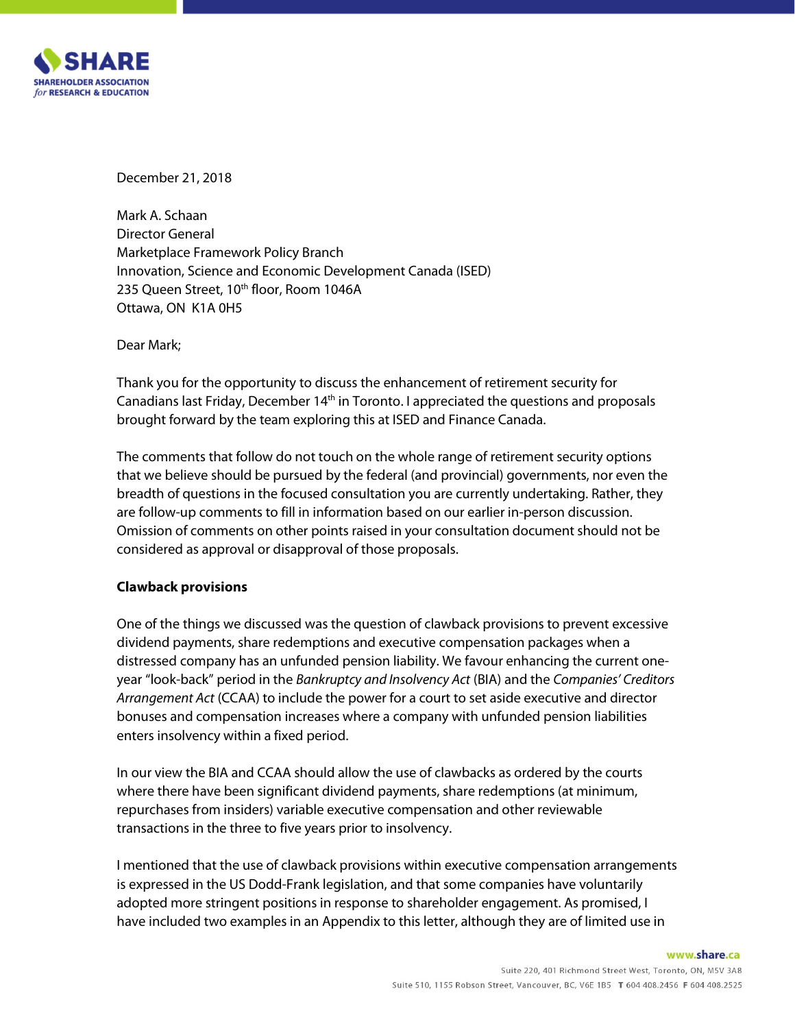SHARE

SHAREHOLDER ASSOCIATION *for* RESEARCH & EDUCATION

December 21, 2018

Mark A. Schaan
Director General
Marketplace Framework Policy Branch
Innovation, Science and Economic Development Canada (ISED)
235 Queen Street, 10th floor, Room 1046A
Ottawa, ON K1A 0H5

Dear Mark;

Thank you for the opportunity to discuss the enhancement of retirement security for Canadians last Friday, December 14th in Toronto. I appreciated the questions and proposals brought forward by the team exploring this at ISED and Finance Canada.

The comments that follow do not touch on the whole range of retirement security options that we believe should be pursued by the federal (and provincial) governments, nor even the breadth of questions in the focused consultation you are currently undertaking. Rather, they are follow-up comments to fill in information based on our earlier in-person discussion. Omission of comments on other points raised in your consultation document should not be considered as approval or disapproval of those proposals.

**Clawback provisions**

One of the things we discussed was the question of clawback provisions to prevent excessive dividend payments, share redemptions and executive compensation packages when a distressed company has an unfunded pension liability. We favour enhancing the current one-year "look-back" period in the *Bankruptcy and Insolvency Act* (BIA) and the *Companies' Creditors Arrangement Act* (CCAA) to include the power for a court to set aside executive and director bonuses and compensation increases where a company with unfunded pension liabilities enters insolvency within a fixed period.

In our view the BIA and CCAA should allow the use of clawbacks as ordered by the courts where there have been significant dividend payments, share redemptions (at minimum, repurchases from insiders) variable executive compensation and other reviewable transactions in the three to five years prior to insolvency.

I mentioned that the use of clawback provisions within executive compensation arrangements is expressed in the US Dodd-Frank legislation, and that some companies have voluntarily adopted more stringent positions in response to shareholder engagement. As promised, I have included two examples in an Appendix to this letter, although they are of limited use in

www.share.ca

Suite 220, 401 Richmond Street West, Toronto, ON, M5V 3A8

Suite 510, 1155 Robson Street, Vancouver, BC, V6E 1B5 T 604 408.2456 F 604 408.2525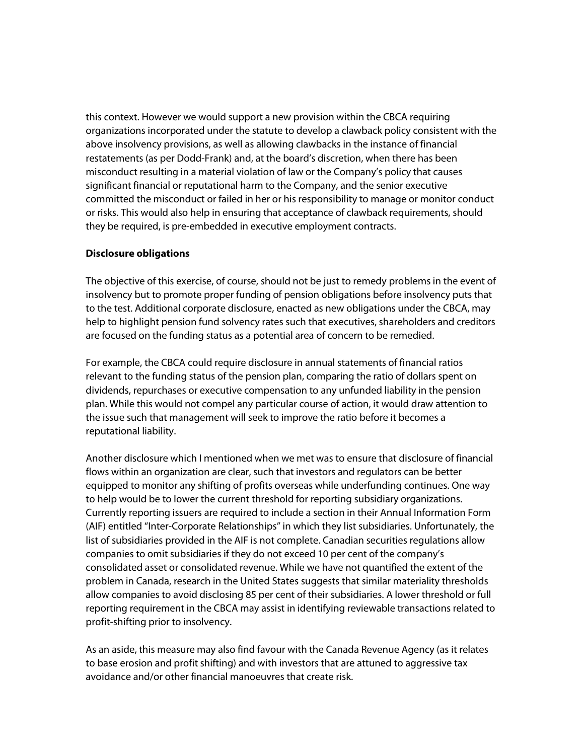this context. However we would support a new provision within the CBCA requiring organizations incorporated under the statute to develop a clawback policy consistent with the above insolvency provisions, as well as allowing clawbacks in the instance of financial restatements (as per Dodd-Frank) and, at the board's discretion, when there has been misconduct resulting in a material violation of law or the Company's policy that causes significant financial or reputational harm to the Company, and the senior executive committed the misconduct or failed in her or his responsibility to manage or monitor conduct or risks. This would also help in ensuring that acceptance of clawback requirements, should they be required, is pre-embedded in executive employment contracts.

**Disclosure obligations**

The objective of this exercise, of course, should not be just to remedy problems in the event of insolvency but to promote proper funding of pension obligations before insolvency puts that to the test. Additional corporate disclosure, enacted as new obligations under the CBCA, may help to highlight pension fund solvency rates such that executives, shareholders and creditors are focused on the funding status as a potential area of concern to be remedied.

For example, the CBCA could require disclosure in annual statements of financial ratios relevant to the funding status of the pension plan, comparing the ratio of dollars spent on dividends, repurchases or executive compensation to any unfunded liability in the pension plan. While this would not compel any particular course of action, it would draw attention to the issue such that management will seek to improve the ratio before it becomes a reputational liability.

Another disclosure which I mentioned when we met was to ensure that disclosure of financial flows within an organization are clear, such that investors and regulators can be better equipped to monitor any shifting of profits overseas while underfunding continues. One way to help would be to lower the current threshold for reporting subsidiary organizations. Currently reporting issuers are required to include a section in their Annual Information Form (AIF) entitled "Inter-Corporate Relationships" in which they list subsidiaries. Unfortunately, the list of subsidiaries provided in the AIF is not complete. Canadian securities regulations allow companies to omit subsidiaries if they do not exceed 10 per cent of the company's consolidated asset or consolidated revenue. While we have not quantified the extent of the problem in Canada, research in the United States suggests that similar materiality thresholds allow companies to avoid disclosing 85 per cent of their subsidiaries. A lower threshold or full reporting requirement in the CBCA may assist in identifying reviewable transactions related to profit-shifting prior to insolvency.

As an aside, this measure may also find favour with the Canada Revenue Agency (as it relates to base erosion and profit shifting) and with investors that are attuned to aggressive tax avoidance and/or other financial manoeuvres that create risk.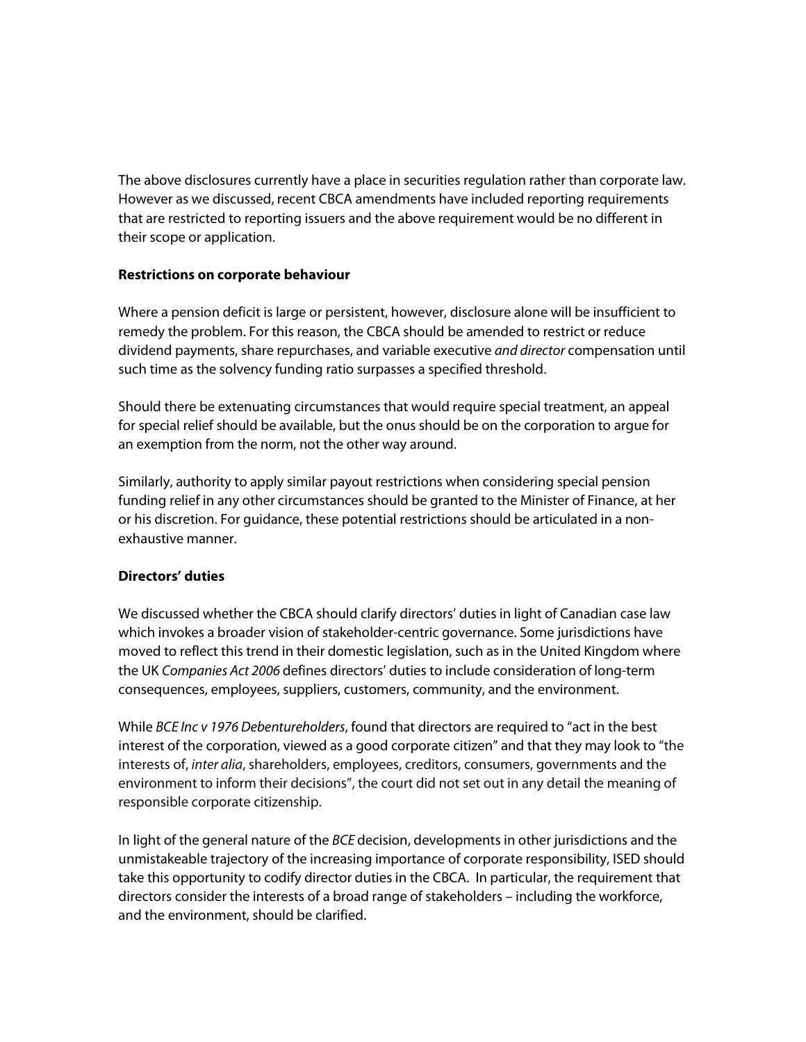The above disclosures currently have a place in securities regulation rather than corporate law. However as we discussed, recent CBCA amendments have included reporting requirements that are restricted to reporting issuers and the above requirement would be no different in their scope or application.

**Restrictions on corporate behaviour**

Where a pension deficit is large or persistent, however, disclosure alone will be insufficient to remedy the problem. For this reason, the CBCA should be amended to restrict or reduce dividend payments, share repurchases, and variable executive *and director* compensation until such time as the solvency funding ratio surpasses a specified threshold.

Should there be extenuating circumstances that would require special treatment, an appeal for special relief should be available, but the onus should be on the corporation to argue for an exemption from the norm, not the other way around.

Similarly, authority to apply similar payout restrictions when considering special pension funding relief in any other circumstances should be granted to the Minister of Finance, at her or his discretion. For guidance, these potential restrictions should be articulated in a non-exhaustive manner.

**Directors' duties**

We discussed whether the CBCA should clarify directors' duties in light of Canadian case law which invokes a broader vision of stakeholder-centric governance. Some jurisdictions have moved to reflect this trend in their domestic legislation, such as in the United Kingdom where the UK *Companies Act 2006* defines directors' duties to include consideration of long-term consequences, employees, suppliers, customers, community, and the environment.

While *BCE Inc v 1976 Debentureholders*, found that directors are required to "act in the best interest of the corporation, viewed as a good corporate citizen" and that they may look to "the interests of, *inter alia*, shareholders, employees, creditors, consumers, governments and the environment to inform their decisions", the court did not set out in any detail the meaning of responsible corporate citizenship.

In light of the general nature of the *BCE* decision, developments in other jurisdictions and the unmistakeable trajectory of the increasing importance of corporate responsibility, ISED should take this opportunity to codify director duties in the CBCA. In particular, the requirement that directors consider the interests of a broad range of stakeholders – including the workforce, and the environment, should be clarified.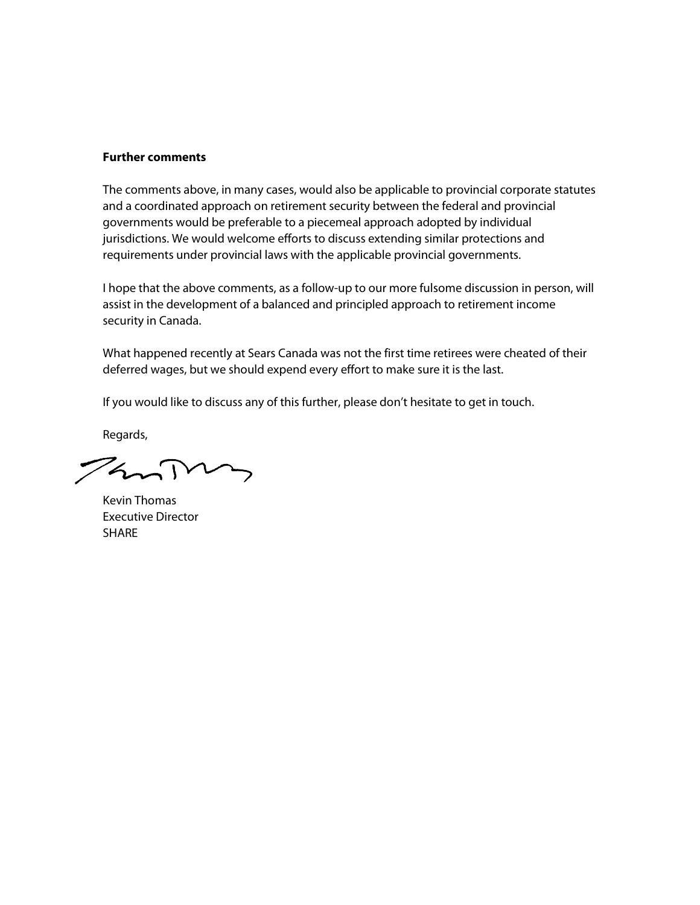**Further comments**

The comments above, in many cases, would also be applicable to provincial corporate statutes and a coordinated approach on retirement security between the federal and provincial governments would be preferable to a piecemeal approach adopted by individual jurisdictions. We would welcome efforts to discuss extending similar protections and requirements under provincial laws with the applicable provincial governments.

I hope that the above comments, as a follow-up to our more fulsome discussion in person, will assist in the development of a balanced and principled approach to retirement income security in Canada.

What happened recently at Sears Canada was not the first time retirees were cheated of their deferred wages, but we should expend every effort to make sure it is the last.

If you would like to discuss any of this further, please don't hesitate to get in touch.

Regards,

Kevin Thomas
Executive Director
SHARE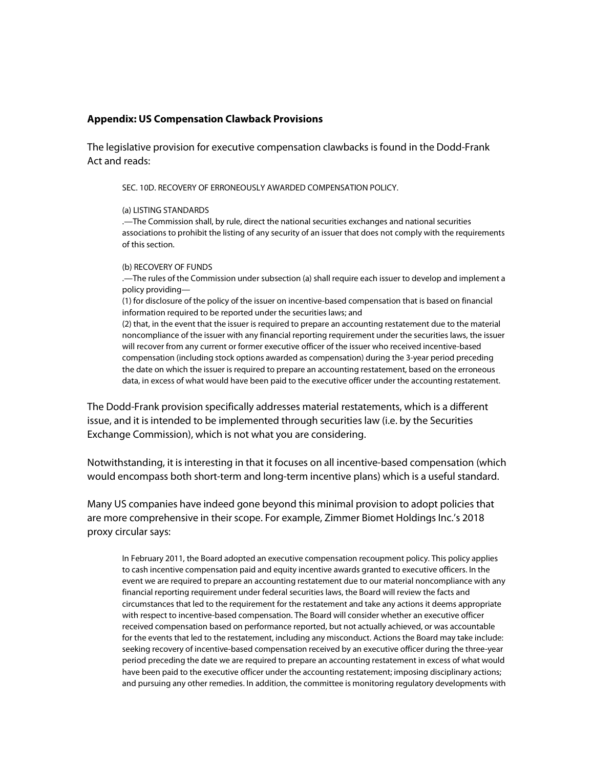**Appendix: US Compensation Clawback Provisions**

The legislative provision for executive compensation clawbacks is found in the Dodd-Frank Act and reads:

> SEC. 10D. RECOVERY OF ERRONEOUSLY AWARDED COMPENSATION POLICY.
>
> (a) LISTING STANDARDS
> .—The Commission shall, by rule, direct the national securities exchanges and national securities associations to prohibit the listing of any security of an issuer that does not comply with the requirements of this section.
>
> (b) RECOVERY OF FUNDS
> .—The rules of the Commission under subsection (a) shall require each issuer to develop and implement a policy providing—
> (1) for disclosure of the policy of the issuer on incentive-based compensation that is based on financial information required to be reported under the securities laws; and
> (2) that, in the event that the issuer is required to prepare an accounting restatement due to the material noncompliance of the issuer with any financial reporting requirement under the securities laws, the issuer will recover from any current or former executive officer of the issuer who received incentive-based compensation (including stock options awarded as compensation) during the 3-year period preceding the date on which the issuer is required to prepare an accounting restatement, based on the erroneous data, in excess of what would have been paid to the executive officer under the accounting restatement.

The Dodd-Frank provision specifically addresses material restatements, which is a different issue, and it is intended to be implemented through securities law (i.e. by the Securities Exchange Commission), which is not what you are considering.

Notwithstanding, it is interesting in that it focuses on all incentive-based compensation (which would encompass both short-term and long-term incentive plans) which is a useful standard.

Many US companies have indeed gone beyond this minimal provision to adopt policies that are more comprehensive in their scope. For example, Zimmer Biomet Holdings Inc.'s 2018 proxy circular says:

> In February 2011, the Board adopted an executive compensation recoupment policy. This policy applies to cash incentive compensation paid and equity incentive awards granted to executive officers. In the event we are required to prepare an accounting restatement due to our material noncompliance with any financial reporting requirement under federal securities laws, the Board will review the facts and circumstances that led to the requirement for the restatement and take any actions it deems appropriate with respect to incentive-based compensation. The Board will consider whether an executive officer received compensation based on performance reported, but not actually achieved, or was accountable for the events that led to the restatement, including any misconduct. Actions the Board may take include: seeking recovery of incentive-based compensation received by an executive officer during the three-year period preceding the date we are required to prepare an accounting restatement in excess of what would have been paid to the executive officer under the accounting restatement; imposing disciplinary actions; and pursuing any other remedies. In addition, the committee is monitoring regulatory developments with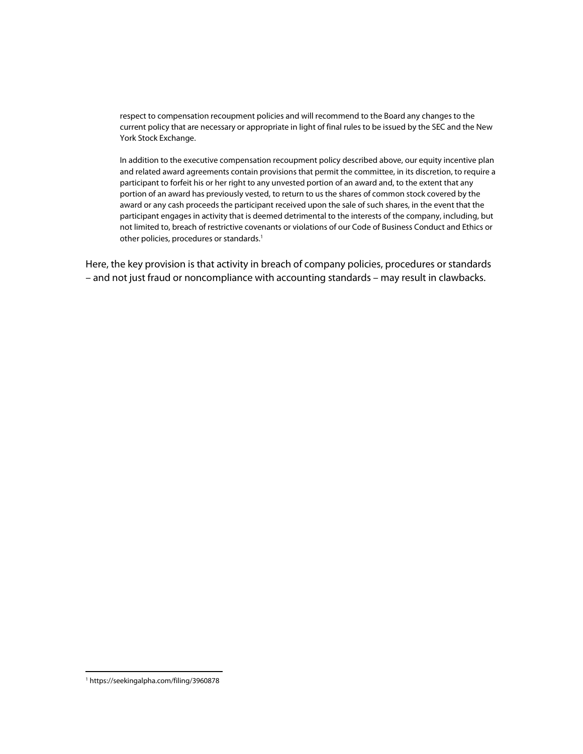> respect to compensation recoupment policies and will recommend to the Board any changes to the current policy that are necessary or appropriate in light of final rules to be issued by the SEC and the New York Stock Exchange.
>
> In addition to the executive compensation recoupment policy described above, our equity incentive plan and related award agreements contain provisions that permit the committee, in its discretion, to require a participant to forfeit his or her right to any unvested portion of an award and, to the extent that any portion of an award has previously vested, to return to us the shares of common stock covered by the award or any cash proceeds the participant received upon the sale of such shares, in the event that the participant engages in activity that is deemed detrimental to the interests of the company, including, but not limited to, breach of restrictive covenants or violations of our Code of Business Conduct and Ethics or other policies, procedures or standards.[1]

Here, the key provision is that activity in breach of company policies, procedures or standards – and not just fraud or noncompliance with accounting standards – may result in clawbacks.

---

[1] https://seekingalpha.com/filing/3960878